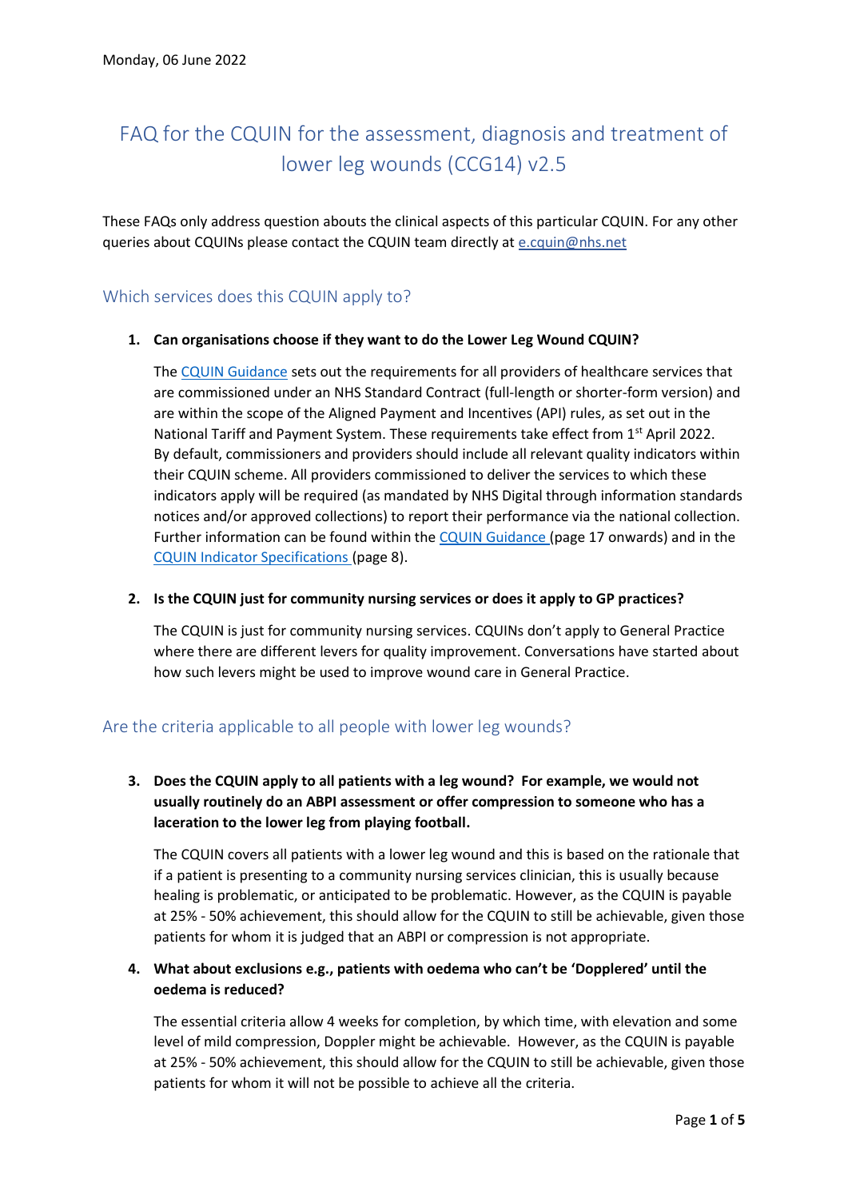Monday, 06 June 2022

# FAQ for the CQUIN for the assessment, diagnosis and treatment of lower leg wounds (CCG14) v2.5

These FAQs only address question abouts the clinical aspects of this particular CQUIN. For any other queries about CQUINs please contact the CQUIN team directly at e.cquin@nhs.net

## Which services does this CQUIN apply to?

1. **Can organisations choose if they want to do the Lower Leg Wound CQUIN?**

   The CQUIN Guidance sets out the requirements for all providers of healthcare services that are commissioned under an NHS Standard Contract (full-length or shorter-form version) and are within the scope of the Aligned Payment and Incentives (API) rules, as set out in the National Tariff and Payment System. These requirements take effect from 1st April 2022. By default, commissioners and providers should include all relevant quality indicators within their CQUIN scheme. All providers commissioned to deliver the services to which these indicators apply will be required (as mandated by NHS Digital through information standards notices and/or approved collections) to report their performance via the national collection. Further information can be found within the CQUIN Guidance (page 17 onwards) and in the CQUIN Indicator Specifications (page 8).

2. **Is the CQUIN just for community nursing services or does it apply to GP practices?**

   The CQUIN is just for community nursing services. CQUINs don't apply to General Practice where there are different levers for quality improvement. Conversations have started about how such levers might be used to improve wound care in General Practice.

## Are the criteria applicable to all people with lower leg wounds?

3. **Does the CQUIN apply to all patients with a leg wound? For example, we would not usually routinely do an ABPI assessment or offer compression to someone who has a laceration to the lower leg from playing football.**

   The CQUIN covers all patients with a lower leg wound and this is based on the rationale that if a patient is presenting to a community nursing services clinician, this is usually because healing is problematic, or anticipated to be problematic. However, as the CQUIN is payable at 25% - 50% achievement, this should allow for the CQUIN to still be achievable, given those patients for whom it is judged that an ABPI or compression is not appropriate.

4. **What about exclusions e.g., patients with oedema who can't be 'Dopplered' until the oedema is reduced?**

   The essential criteria allow 4 weeks for completion, by which time, with elevation and some level of mild compression, Doppler might be achievable. However, as the CQUIN is payable at 25% - 50% achievement, this should allow for the CQUIN to still be achievable, given those patients for whom it will not be possible to achieve all the criteria.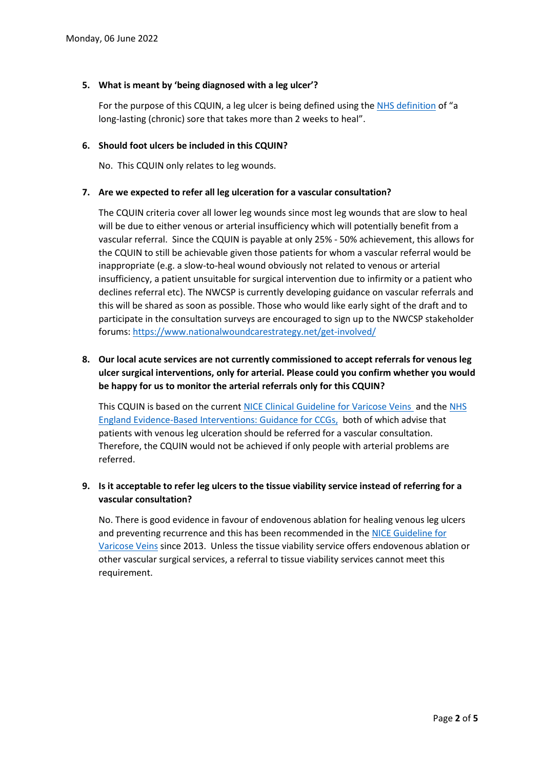Monday, 06 June 2022

5. **What is meant by 'being diagnosed with a leg ulcer'?**

   For the purpose of this CQUIN, a leg ulcer is being defined using the NHS definition of "a long-lasting (chronic) sore that takes more than 2 weeks to heal".

6. **Should foot ulcers be included in this CQUIN?**

   No. This CQUIN only relates to leg wounds.

7. **Are we expected to refer all leg ulceration for a vascular consultation?**

   The CQUIN criteria cover all lower leg wounds since most leg wounds that are slow to heal will be due to either venous or arterial insufficiency which will potentially benefit from a vascular referral. Since the CQUIN is payable at only 25% - 50% achievement, this allows for the CQUIN to still be achievable given those patients for whom a vascular referral would be inappropriate (e.g. a slow-to-heal wound obviously not related to venous or arterial insufficiency, a patient unsuitable for surgical intervention due to infirmity or a patient who declines referral etc). The NWCSP is currently developing guidance on vascular referrals and this will be shared as soon as possible. Those who would like early sight of the draft and to participate in the consultation surveys are encouraged to sign up to the NWCSP stakeholder forums: https://www.nationalwoundcarestrategy.net/get-involved/

8. **Our local acute services are not currently commissioned to accept referrals for venous leg ulcer surgical interventions, only for arterial. Please could you confirm whether you would be happy for us to monitor the arterial referrals only for this CQUIN?**

   This CQUIN is based on the current NICE Clinical Guideline for Varicose Veins and the NHS England Evidence-Based Interventions: Guidance for CCGs, both of which advise that patients with venous leg ulceration should be referred for a vascular consultation. Therefore, the CQUIN would not be achieved if only people with arterial problems are referred.

9. **Is it acceptable to refer leg ulcers to the tissue viability service instead of referring for a vascular consultation?**

   No. There is good evidence in favour of endovenous ablation for healing venous leg ulcers and preventing recurrence and this has been recommended in the NICE Guideline for Varicose Veins since 2013. Unless the tissue viability service offers endovenous ablation or other vascular surgical services, a referral to tissue viability services cannot meet this requirement.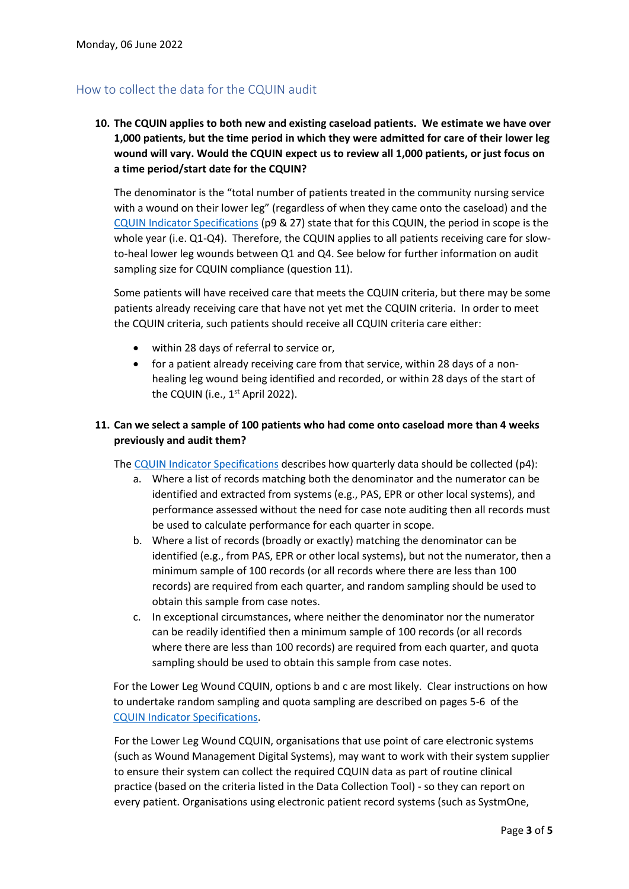Monday, 06 June 2022

## How to collect the data for the CQUIN audit

**10. The CQUIN applies to both new and existing caseload patients. We estimate we have over 1,000 patients, but the time period in which they were admitted for care of their lower leg wound will vary. Would the CQUIN expect us to review all 1,000 patients, or just focus on a time period/start date for the CQUIN?**

The denominator is the "total number of patients treated in the community nursing service with a wound on their lower leg" (regardless of when they came onto the caseload) and the CQUIN Indicator Specifications (p9 & 27) state that for this CQUIN, the period in scope is the whole year (i.e. Q1-Q4). Therefore, the CQUIN applies to all patients receiving care for slow-to-heal lower leg wounds between Q1 and Q4. See below for further information on audit sampling size for CQUIN compliance (question 11).

Some patients will have received care that meets the CQUIN criteria, but there may be some patients already receiving care that have not yet met the CQUIN criteria. In order to meet the CQUIN criteria, such patients should receive all CQUIN criteria care either:

- within 28 days of referral to service or,
- for a patient already receiving care from that service, within 28 days of a non-healing leg wound being identified and recorded, or within 28 days of the start of the CQUIN (i.e., 1st April 2022).

**11. Can we select a sample of 100 patients who had come onto caseload more than 4 weeks previously and audit them?**

The CQUIN Indicator Specifications describes how quarterly data should be collected (p4):

a. Where a list of records matching both the denominator and the numerator can be identified and extracted from systems (e.g., PAS, EPR or other local systems), and performance assessed without the need for case note auditing then all records must be used to calculate performance for each quarter in scope.

b. Where a list of records (broadly or exactly) matching the denominator can be identified (e.g., from PAS, EPR or other local systems), but not the numerator, then a minimum sample of 100 records (or all records where there are less than 100 records) are required from each quarter, and random sampling should be used to obtain this sample from case notes.

c. In exceptional circumstances, where neither the denominator nor the numerator can be readily identified then a minimum sample of 100 records (or all records where there are less than 100 records) are required from each quarter, and quota sampling should be used to obtain this sample from case notes.

For the Lower Leg Wound CQUIN, options b and c are most likely. Clear instructions on how to undertake random sampling and quota sampling are described on pages 5-6 of the CQUIN Indicator Specifications.

For the Lower Leg Wound CQUIN, organisations that use point of care electronic systems (such as Wound Management Digital Systems), may want to work with their system supplier to ensure their system can collect the required CQUIN data as part of routine clinical practice (based on the criteria listed in the Data Collection Tool) - so they can report on every patient. Organisations using electronic patient record systems (such as SystmOne,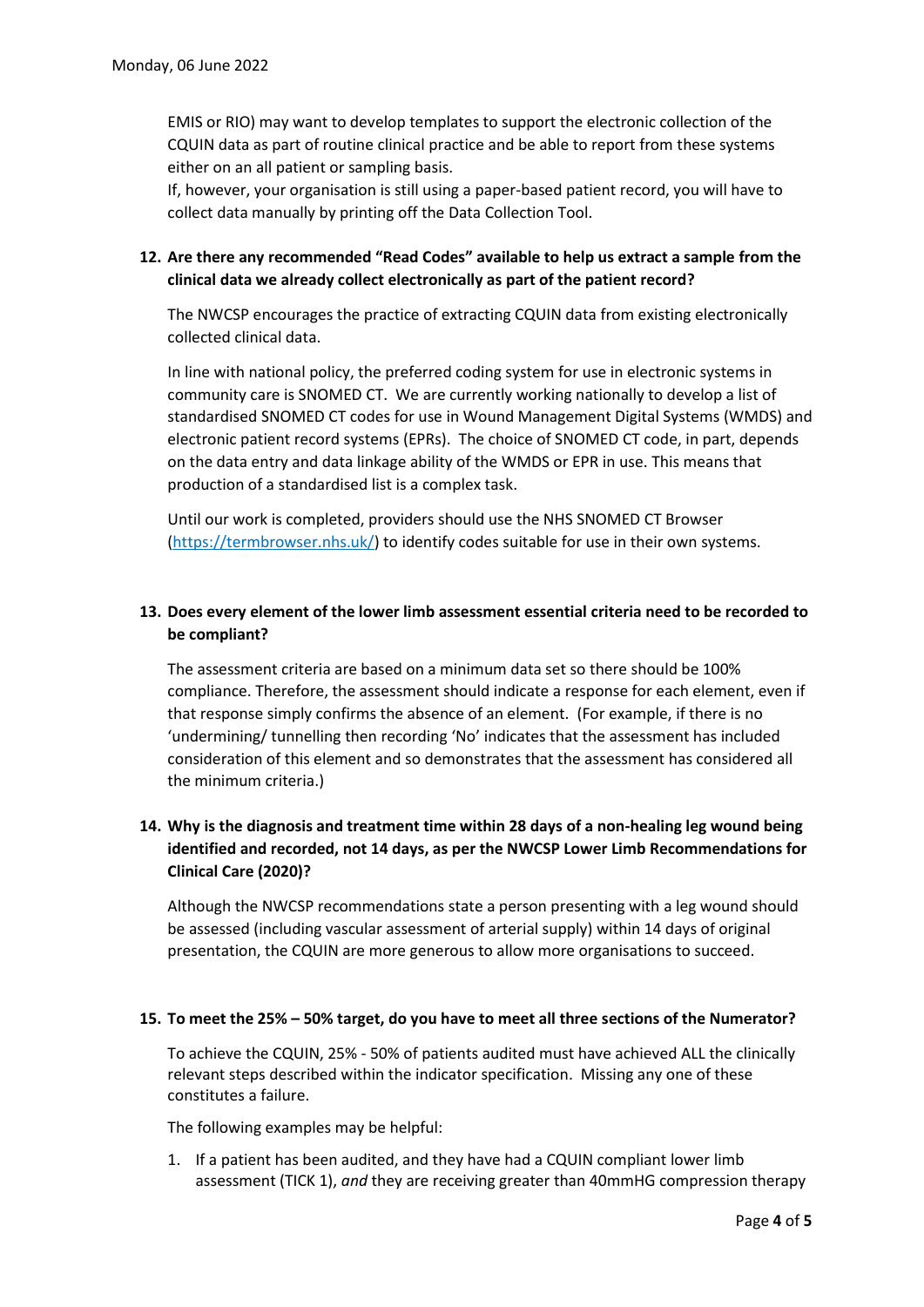EMIS or RIO) may want to develop templates to support the electronic collection of the CQUIN data as part of routine clinical practice and be able to report from these systems either on an all patient or sampling basis.

If, however, your organisation is still using a paper-based patient record, you will have to collect data manually by printing off the Data Collection Tool.

**12. Are there any recommended "Read Codes" available to help us extract a sample from the clinical data we already collect electronically as part of the patient record?**

The NWCSP encourages the practice of extracting CQUIN data from existing electronically collected clinical data.

In line with national policy, the preferred coding system for use in electronic systems in community care is SNOMED CT. We are currently working nationally to develop a list of standardised SNOMED CT codes for use in Wound Management Digital Systems (WMDS) and electronic patient record systems (EPRs). The choice of SNOMED CT code, in part, depends on the data entry and data linkage ability of the WMDS or EPR in use. This means that production of a standardised list is a complex task.

Until our work is completed, providers should use the NHS SNOMED CT Browser (https://termbrowser.nhs.uk/) to identify codes suitable for use in their own systems.

**13. Does every element of the lower limb assessment essential criteria need to be recorded to be compliant?**

The assessment criteria are based on a minimum data set so there should be 100% compliance. Therefore, the assessment should indicate a response for each element, even if that response simply confirms the absence of an element. (For example, if there is no 'undermining/ tunnelling then recording 'No' indicates that the assessment has included consideration of this element and so demonstrates that the assessment has considered all the minimum criteria.)

**14. Why is the diagnosis and treatment time within 28 days of a non-healing leg wound being identified and recorded, not 14 days, as per the NWCSP Lower Limb Recommendations for Clinical Care (2020)?**

Although the NWCSP recommendations state a person presenting with a leg wound should be assessed (including vascular assessment of arterial supply) within 14 days of original presentation, the CQUIN are more generous to allow more organisations to succeed.

**15. To meet the 25% – 50% target, do you have to meet all three sections of the Numerator?**

To achieve the CQUIN, 25% - 50% of patients audited must have achieved ALL the clinically relevant steps described within the indicator specification. Missing any one of these constitutes a failure.

The following examples may be helpful:

1. If a patient has been audited, and they have had a CQUIN compliant lower limb assessment (TICK 1), *and* they are receiving greater than 40mmHG compression therapy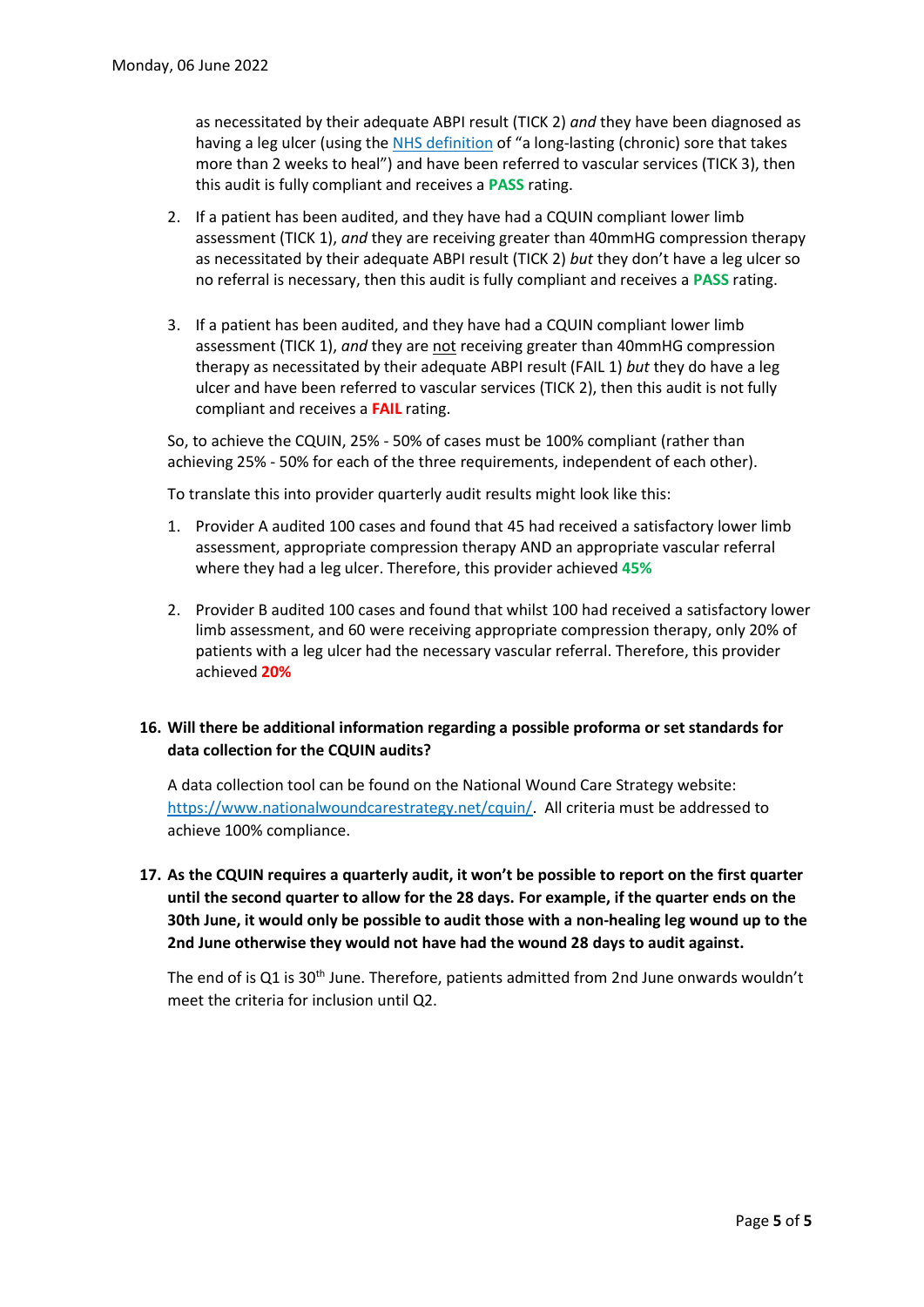Monday, 06 June 2022

as necessitated by their adequate ABPI result (TICK 2) *and* they have been diagnosed as having a leg ulcer (using the NHS definition of "a long-lasting (chronic) sore that takes more than 2 weeks to heal") and have been referred to vascular services (TICK 3), then this audit is fully compliant and receives a **PASS** rating.

2. If a patient has been audited, and they have had a CQUIN compliant lower limb assessment (TICK 1), *and* they are receiving greater than 40mmHG compression therapy as necessitated by their adequate ABPI result (TICK 2) *but* they don't have a leg ulcer so no referral is necessary, then this audit is fully compliant and receives a **PASS** rating.

3. If a patient has been audited, and they have had a CQUIN compliant lower limb assessment (TICK 1), *and* they are not receiving greater than 40mmHG compression therapy as necessitated by their adequate ABPI result (FAIL 1) *but* they do have a leg ulcer and have been referred to vascular services (TICK 2), then this audit is not fully compliant and receives a **FAIL** rating.

So, to achieve the CQUIN, 25% - 50% of cases must be 100% compliant (rather than achieving 25% - 50% for each of the three requirements, independent of each other).

To translate this into provider quarterly audit results might look like this:

1. Provider A audited 100 cases and found that 45 had received a satisfactory lower limb assessment, appropriate compression therapy AND an appropriate vascular referral where they had a leg ulcer. Therefore, this provider achieved **45%**

2. Provider B audited 100 cases and found that whilst 100 had received a satisfactory lower limb assessment, and 60 were receiving appropriate compression therapy, only 20% of patients with a leg ulcer had the necessary vascular referral. Therefore, this provider achieved **20%**

**16. Will there be additional information regarding a possible proforma or set standards for data collection for the CQUIN audits?**

A data collection tool can be found on the National Wound Care Strategy website: https://www.nationalwoundcarestrategy.net/cquin/. All criteria must be addressed to achieve 100% compliance.

**17. As the CQUIN requires a quarterly audit, it won't be possible to report on the first quarter until the second quarter to allow for the 28 days. For example, if the quarter ends on the 30th June, it would only be possible to audit those with a non-healing leg wound up to the 2nd June otherwise they would not have had the wound 28 days to audit against.**

The end of is Q1 is 30th June. Therefore, patients admitted from 2nd June onwards wouldn't meet the criteria for inclusion until Q2.